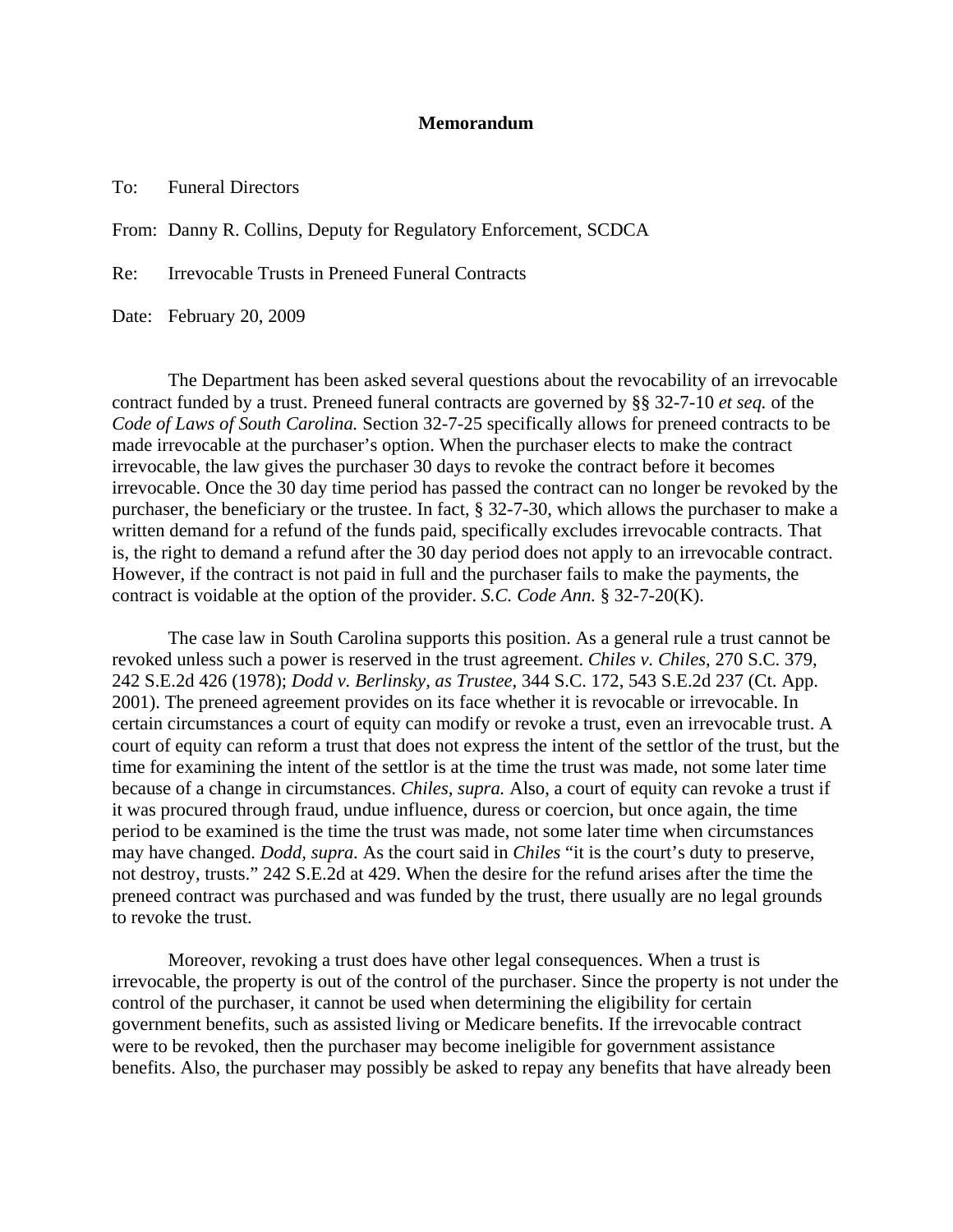# Memorandum

To: Funeral Directors

From: Danny R. Collins, Deputy for Regulatory Enforcement, SCDCA

Re: Irrevocable Trusts in Preneed Funeral Contracts

Date: February 20, 2009

The Department has been asked several questions about the revocability of an irrevocable contract funded by a trust. Preneed funeral contracts are governed by §§ 32-7-10 *et seq.* of the *Code of Laws of South Carolina.* Section 32-7-25 specifically allows for preneed contracts to be made irrevocable at the purchaser's option. When the purchaser elects to make the contract irrevocable, the law gives the purchaser 30 days to revoke the contract before it becomes irrevocable. Once the 30 day time period has passed the contract can no longer be revoked by the purchaser, the beneficiary or the trustee. In fact, § 32-7-30, which allows the purchaser to make a written demand for a refund of the funds paid, specifically excludes irrevocable contracts. That is, the right to demand a refund after the 30 day period does not apply to an irrevocable contract. However, if the contract is not paid in full and the purchaser fails to make the payments, the contract is voidable at the option of the provider. *S.C. Code Ann.* § 32-7-20(K).

The case law in South Carolina supports this position. As a general rule a trust cannot be revoked unless such a power is reserved in the trust agreement. *Chiles v. Chiles*, 270 S.C. 379, 242 S.E.2d 426 (1978); *Dodd v. Berlinsky, as Trustee*, 344 S.C. 172, 543 S.E.2d 237 (Ct. App. 2001). The preneed agreement provides on its face whether it is revocable or irrevocable. In certain circumstances a court of equity can modify or revoke a trust, even an irrevocable trust. A court of equity can reform a trust that does not express the intent of the settlor of the trust, but the time for examining the intent of the settlor is at the time the trust was made, not some later time because of a change in circumstances. *Chiles, supra.* Also, a court of equity can revoke a trust if it was procured through fraud, undue influence, duress or coercion, but once again, the time period to be examined is the time the trust was made, not some later time when circumstances may have changed. *Dodd, supra.* As the court said in *Chiles* "it is the court's duty to preserve, not destroy, trusts." 242 S.E.2d at 429. When the desire for the refund arises after the time the preneed contract was purchased and was funded by the trust, there usually are no legal grounds to revoke the trust.

Moreover, revoking a trust does have other legal consequences. When a trust is irrevocable, the property is out of the control of the purchaser. Since the property is not under the control of the purchaser, it cannot be used when determining the eligibility for certain government benefits, such as assisted living or Medicare benefits. If the irrevocable contract were to be revoked, then the purchaser may become ineligible for government assistance benefits. Also, the purchaser may possibly be asked to repay any benefits that have already been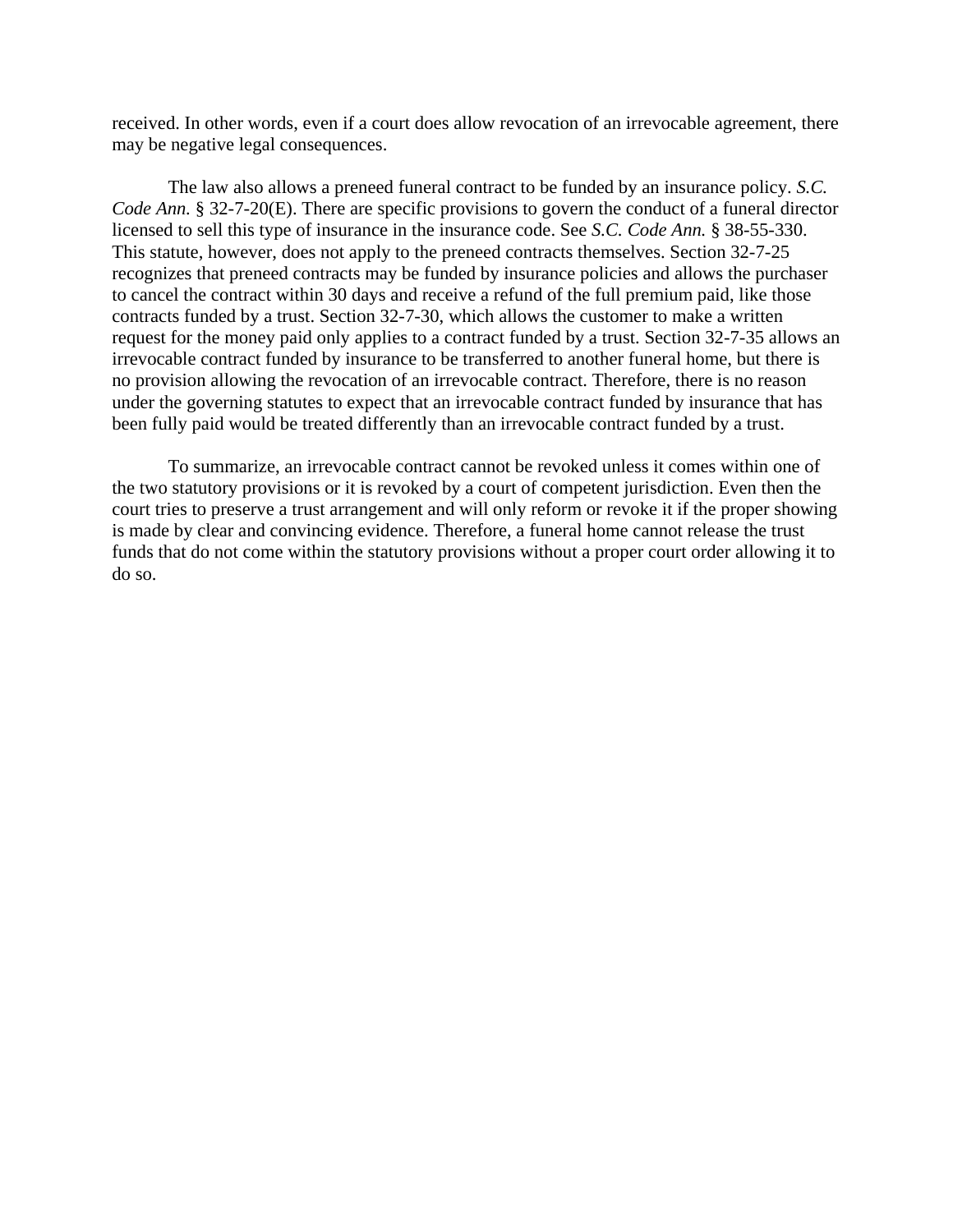received. In other words, even if a court does allow revocation of an irrevocable agreement, there may be negative legal consequences.

The law also allows a preneed funeral contract to be funded by an insurance policy. *S.C. Code Ann.* § 32-7-20(E). There are specific provisions to govern the conduct of a funeral director licensed to sell this type of insurance in the insurance code. See *S.C. Code Ann.* § 38-55-330. This statute, however, does not apply to the preneed contracts themselves. Section 32-7-25 recognizes that preneed contracts may be funded by insurance policies and allows the purchaser to cancel the contract within 30 days and receive a refund of the full premium paid, like those contracts funded by a trust. Section 32-7-30, which allows the customer to make a written request for the money paid only applies to a contract funded by a trust. Section 32-7-35 allows an irrevocable contract funded by insurance to be transferred to another funeral home, but there is no provision allowing the revocation of an irrevocable contract. Therefore, there is no reason under the governing statutes to expect that an irrevocable contract funded by insurance that has been fully paid would be treated differently than an irrevocable contract funded by a trust.

To summarize, an irrevocable contract cannot be revoked unless it comes within one of the two statutory provisions or it is revoked by a court of competent jurisdiction. Even then the court tries to preserve a trust arrangement and will only reform or revoke it if the proper showing is made by clear and convincing evidence. Therefore, a funeral home cannot release the trust funds that do not come within the statutory provisions without a proper court order allowing it to do so.